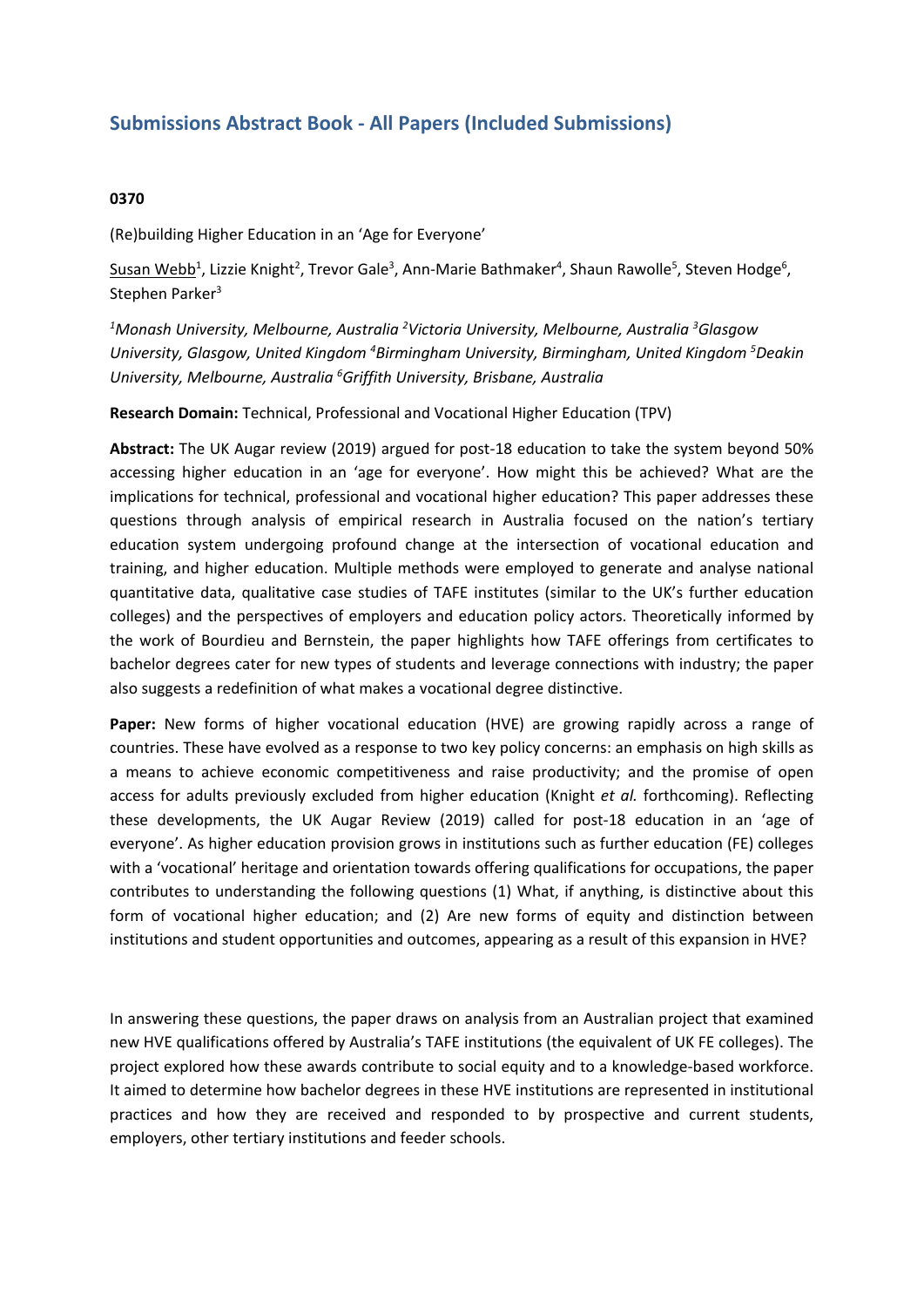## Submissions Abstract Book - All Papers (Included Submissions)

**0370**

(Re)building Higher Education in an 'Age for Everyone'

Susan Webb[1], Lizzie Knight[2], Trevor Gale[3], Ann-Marie Bathmaker[4], Shaun Rawolle[5], Steven Hodge[6], Stephen Parker[3]

*[1]Monash University, Melbourne, Australia [2]Victoria University, Melbourne, Australia [3]Glasgow University, Glasgow, United Kingdom [4]Birmingham University, Birmingham, United Kingdom [5]Deakin University, Melbourne, Australia [6]Griffith University, Brisbane, Australia*

**Research Domain:** Technical, Professional and Vocational Higher Education (TPV)

**Abstract:** The UK Augar review (2019) argued for post-18 education to take the system beyond 50% accessing higher education in an 'age for everyone'. How might this be achieved? What are the implications for technical, professional and vocational higher education? This paper addresses these questions through analysis of empirical research in Australia focused on the nation's tertiary education system undergoing profound change at the intersection of vocational education and training, and higher education. Multiple methods were employed to generate and analyse national quantitative data, qualitative case studies of TAFE institutes (similar to the UK's further education colleges) and the perspectives of employers and education policy actors. Theoretically informed by the work of Bourdieu and Bernstein, the paper highlights how TAFE offerings from certificates to bachelor degrees cater for new types of students and leverage connections with industry; the paper also suggests a redefinition of what makes a vocational degree distinctive.

**Paper:** New forms of higher vocational education (HVE) are growing rapidly across a range of countries. These have evolved as a response to two key policy concerns: an emphasis on high skills as a means to achieve economic competitiveness and raise productivity; and the promise of open access for adults previously excluded from higher education (Knight *et al.* forthcoming). Reflecting these developments, the UK Augar Review (2019) called for post-18 education in an 'age of everyone'. As higher education provision grows in institutions such as further education (FE) colleges with a 'vocational' heritage and orientation towards offering qualifications for occupations, the paper contributes to understanding the following questions (1) What, if anything, is distinctive about this form of vocational higher education; and (2) Are new forms of equity and distinction between institutions and student opportunities and outcomes, appearing as a result of this expansion in HVE?

In answering these questions, the paper draws on analysis from an Australian project that examined new HVE qualifications offered by Australia's TAFE institutions (the equivalent of UK FE colleges). The project explored how these awards contribute to social equity and to a knowledge-based workforce. It aimed to determine how bachelor degrees in these HVE institutions are represented in institutional practices and how they are received and responded to by prospective and current students, employers, other tertiary institutions and feeder schools.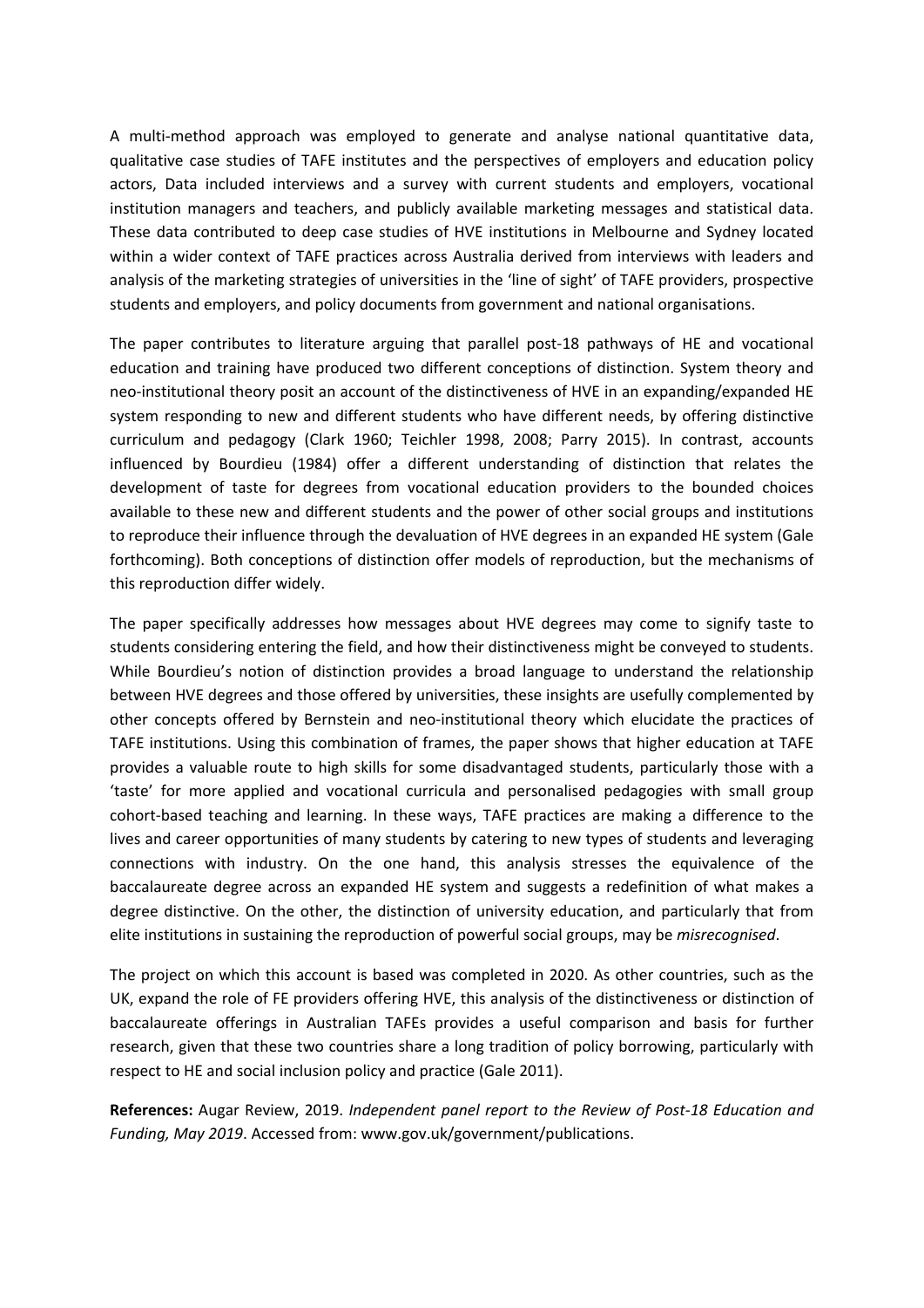A multi-method approach was employed to generate and analyse national quantitative data, qualitative case studies of TAFE institutes and the perspectives of employers and education policy actors, Data included interviews and a survey with current students and employers, vocational institution managers and teachers, and publicly available marketing messages and statistical data. These data contributed to deep case studies of HVE institutions in Melbourne and Sydney located within a wider context of TAFE practices across Australia derived from interviews with leaders and analysis of the marketing strategies of universities in the 'line of sight' of TAFE providers, prospective students and employers, and policy documents from government and national organisations.

The paper contributes to literature arguing that parallel post-18 pathways of HE and vocational education and training have produced two different conceptions of distinction. System theory and neo-institutional theory posit an account of the distinctiveness of HVE in an expanding/expanded HE system responding to new and different students who have different needs, by offering distinctive curriculum and pedagogy (Clark 1960; Teichler 1998, 2008; Parry 2015). In contrast, accounts influenced by Bourdieu (1984) offer a different understanding of distinction that relates the development of taste for degrees from vocational education providers to the bounded choices available to these new and different students and the power of other social groups and institutions to reproduce their influence through the devaluation of HVE degrees in an expanded HE system (Gale forthcoming). Both conceptions of distinction offer models of reproduction, but the mechanisms of this reproduction differ widely.

The paper specifically addresses how messages about HVE degrees may come to signify taste to students considering entering the field, and how their distinctiveness might be conveyed to students. While Bourdieu's notion of distinction provides a broad language to understand the relationship between HVE degrees and those offered by universities, these insights are usefully complemented by other concepts offered by Bernstein and neo-institutional theory which elucidate the practices of TAFE institutions. Using this combination of frames, the paper shows that higher education at TAFE provides a valuable route to high skills for some disadvantaged students, particularly those with a 'taste' for more applied and vocational curricula and personalised pedagogies with small group cohort-based teaching and learning. In these ways, TAFE practices are making a difference to the lives and career opportunities of many students by catering to new types of students and leveraging connections with industry. On the one hand, this analysis stresses the equivalence of the baccalaureate degree across an expanded HE system and suggests a redefinition of what makes a degree distinctive. On the other, the distinction of university education, and particularly that from elite institutions in sustaining the reproduction of powerful social groups, may be *misrecognised*.

The project on which this account is based was completed in 2020. As other countries, such as the UK, expand the role of FE providers offering HVE, this analysis of the distinctiveness or distinction of baccalaureate offerings in Australian TAFEs provides a useful comparison and basis for further research, given that these two countries share a long tradition of policy borrowing, particularly with respect to HE and social inclusion policy and practice (Gale 2011).

**References:** Augar Review, 2019. *Independent panel report to the Review of Post-18 Education and Funding, May 2019*. Accessed from: www.gov.uk/government/publications.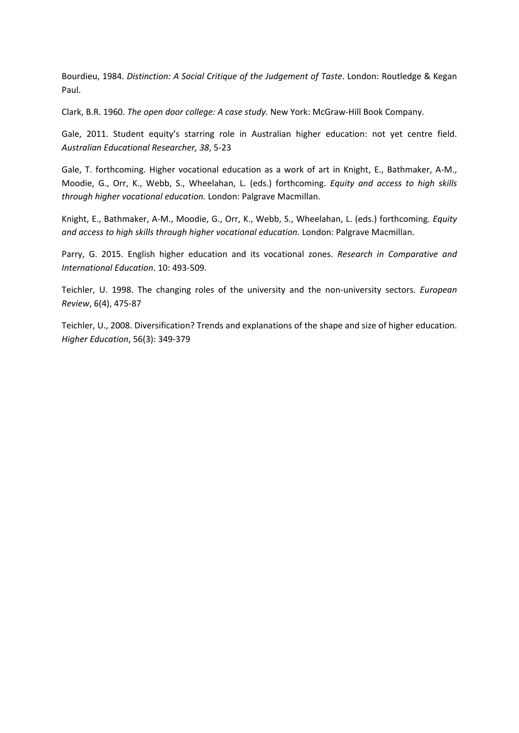Bourdieu, 1984. *Distinction: A Social Critique of the Judgement of Taste*. London: Routledge & Kegan Paul.

Clark, B.R. 1960. *The open door college: A case study.* New York: McGraw-Hill Book Company.

Gale, 2011. Student equity's starring role in Australian higher education: not yet centre field. *Australian Educational Researcher, 38*, 5-23

Gale, T. forthcoming. Higher vocational education as a work of art in Knight, E., Bathmaker, A-M., Moodie, G., Orr, K., Webb, S., Wheelahan, L. (eds.) forthcoming. *Equity and access to high skills through higher vocational education.* London: Palgrave Macmillan.

Knight, E., Bathmaker, A-M., Moodie, G., Orr, K., Webb, S., Wheelahan, L. (eds.) forthcoming. *Equity and access to high skills through higher vocational education.* London: Palgrave Macmillan.

Parry, G. 2015. English higher education and its vocational zones. *Research in Comparative and International Education*. 10: 493-509.

Teichler, U. 1998. The changing roles of the university and the non-university sectors. *European Review*, 6(4), 475-87

Teichler, U., 2008. Diversification? Trends and explanations of the shape and size of higher education. *Higher Education*, 56(3): 349-379